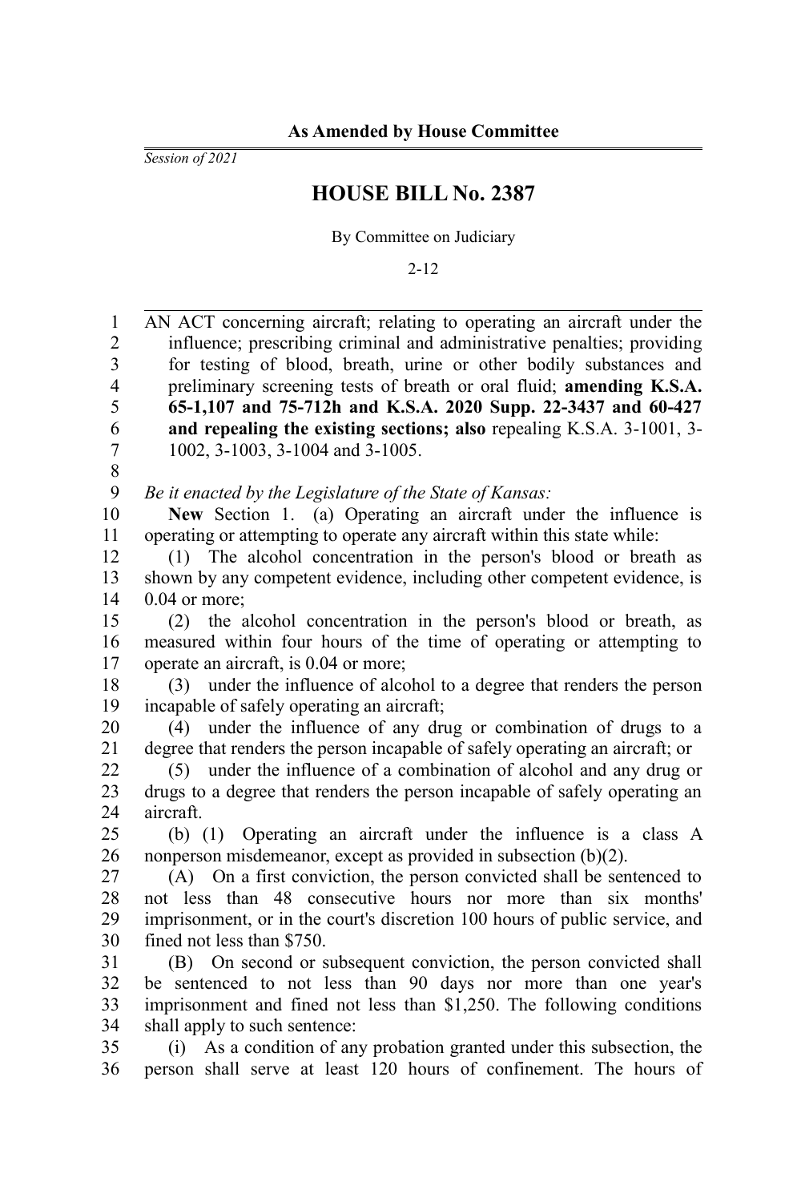**As Amended by House Committee**

*Session of 2021*

# HOUSE BILL No. 2387

By Committee on Judiciary

2-12

AN ACT concerning aircraft; relating to operating an aircraft under the influence; prescribing criminal and administrative penalties; providing for testing of blood, breath, urine or other bodily substances and preliminary screening tests of breath or oral fluid; **amending K.S.A. 65-1,107 and 75-712h and K.S.A. 2020 Supp. 22-3437 and 60-427 and repealing the existing sections; also** repealing K.S.A. 3-1001, 3-1002, 3-1003, 3-1004 and 3-1005.

*Be it enacted by the Legislature of the State of Kansas:*

**New** Section 1. (a) Operating an aircraft under the influence is operating or attempting to operate any aircraft within this state while:

(1) The alcohol concentration in the person's blood or breath as shown by any competent evidence, including other competent evidence, is 0.04 or more;

(2) the alcohol concentration in the person's blood or breath, as measured within four hours of the time of operating or attempting to operate an aircraft, is 0.04 or more;

(3) under the influence of alcohol to a degree that renders the person incapable of safely operating an aircraft;

(4) under the influence of any drug or combination of drugs to a degree that renders the person incapable of safely operating an aircraft; or

(5) under the influence of a combination of alcohol and any drug or drugs to a degree that renders the person incapable of safely operating an aircraft.

(b) (1) Operating an aircraft under the influence is a class A nonperson misdemeanor, except as provided in subsection (b)(2).

(A) On a first conviction, the person convicted shall be sentenced to not less than 48 consecutive hours nor more than six months' imprisonment, or in the court's discretion 100 hours of public service, and fined not less than $750.

(B) On second or subsequent conviction, the person convicted shall be sentenced to not less than 90 days nor more than one year's imprisonment and fined not less than $1,250. The following conditions shall apply to such sentence:

(i) As a condition of any probation granted under this subsection, the person shall serve at least 120 hours of confinement. The hours of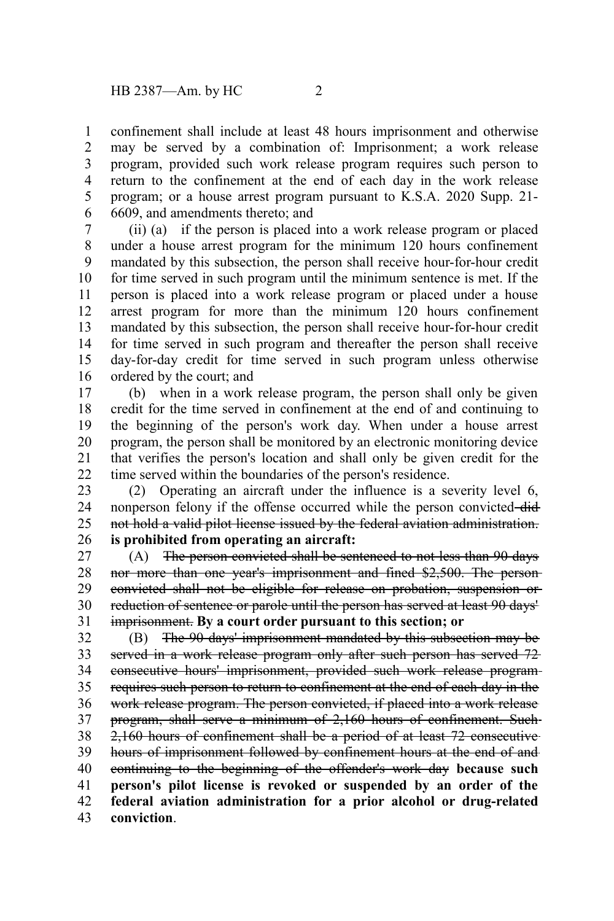confinement shall include at least 48 hours imprisonment and otherwise may be served by a combination of: Imprisonment; a work release program, provided such work release program requires such person to return to the confinement at the end of each day in the work release program; or a house arrest program pursuant to K.S.A. 2020 Supp. 21-6609, and amendments thereto; and

(ii) (a) if the person is placed into a work release program or placed under a house arrest program for the minimum 120 hours confinement mandated by this subsection, the person shall receive hour-for-hour credit for time served in such program until the minimum sentence is met. If the person is placed into a work release program or placed under a house arrest program for more than the minimum 120 hours confinement mandated by this subsection, the person shall receive hour-for-hour credit for time served in such program and thereafter the person shall receive day-for-day credit for time served in such program unless otherwise ordered by the court; and

(b) when in a work release program, the person shall only be given credit for the time served in confinement at the end of and continuing to the beginning of the person's work day. When under a house arrest program, the person shall be monitored by an electronic monitoring device that verifies the person's location and shall only be given credit for the time served within the boundaries of the person's residence.

(2) Operating an aircraft under the influence is a severity level 6, nonperson felony if the offense occurred while the person convicted ~~did not hold a valid pilot license issued by the federal aviation administration.~~ **is prohibited from operating an aircraft:**

(A) ~~The person convicted shall be sentenced to not less than 90 days nor more than one year's imprisonment and fined $2,500. The person convicted shall not be eligible for release on probation, suspension or reduction of sentence or parole until the person has served at least 90 days' imprisonment.~~ **By a court order pursuant to this section; or**

(B) ~~The 90 days' imprisonment mandated by this subsection may be served in a work release program only after such person has served 72 consecutive hours' imprisonment, provided such work release program requires such person to return to confinement at the end of each day in the work release program. The person convicted, if placed into a work release program, shall serve a minimum of 2,160 hours of confinement. Such 2,160 hours of confinement shall be a period of at least 72 consecutive hours of imprisonment followed by confinement hours at the end of and continuing to the beginning of the offender's work day~~ **because such person's pilot license is revoked or suspended by an order of the federal aviation administration for a prior alcohol or drug-related conviction**.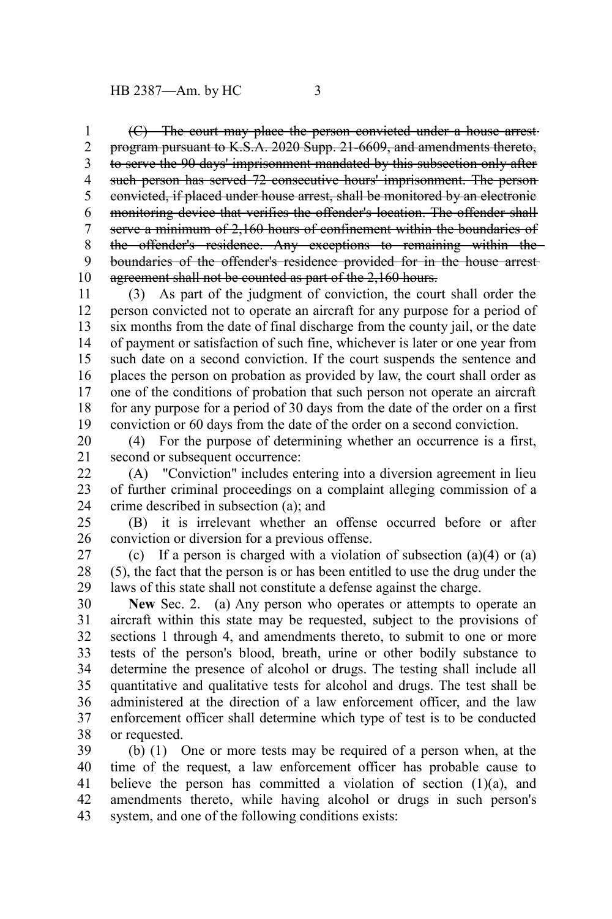~~(C) The court may place the person convicted under a house arrest program pursuant to K.S.A. 2020 Supp. 21-6609, and amendments thereto, to serve the 90 days' imprisonment mandated by this subsection only after such person has served 72 consecutive hours' imprisonment. The person convicted, if placed under house arrest, shall be monitored by an electronic monitoring device that verifies the offender's location. The offender shall serve a minimum of 2,160 hours of confinement within the boundaries of the offender's residence. Any exceptions to remaining within the boundaries of the offender's residence provided for in the house arrest agreement shall not be counted as part of the 2,160 hours.~~

(3) As part of the judgment of conviction, the court shall order the person convicted not to operate an aircraft for any purpose for a period of six months from the date of final discharge from the county jail, or the date of payment or satisfaction of such fine, whichever is later or one year from such date on a second conviction. If the court suspends the sentence and places the person on probation as provided by law, the court shall order as one of the conditions of probation that such person not operate an aircraft for any purpose for a period of 30 days from the date of the order on a first conviction or 60 days from the date of the order on a second conviction.

(4) For the purpose of determining whether an occurrence is a first, second or subsequent occurrence:

(A) "Conviction" includes entering into a diversion agreement in lieu of further criminal proceedings on a complaint alleging commission of a crime described in subsection (a); and

(B) it is irrelevant whether an offense occurred before or after conviction or diversion for a previous offense.

(c) If a person is charged with a violation of subsection (a)(4) or (a)(5), the fact that the person is or has been entitled to use the drug under the laws of this state shall not constitute a defense against the charge.

**New** Sec. 2. (a) Any person who operates or attempts to operate an aircraft within this state may be requested, subject to the provisions of sections 1 through 4, and amendments thereto, to submit to one or more tests of the person's blood, breath, urine or other bodily substance to determine the presence of alcohol or drugs. The testing shall include all quantitative and qualitative tests for alcohol and drugs. The test shall be administered at the direction of a law enforcement officer, and the law enforcement officer shall determine which type of test is to be conducted or requested.

(b) (1) One or more tests may be required of a person when, at the time of the request, a law enforcement officer has probable cause to believe the person has committed a violation of section (1)(a), and amendments thereto, while having alcohol or drugs in such person's system, and one of the following conditions exists: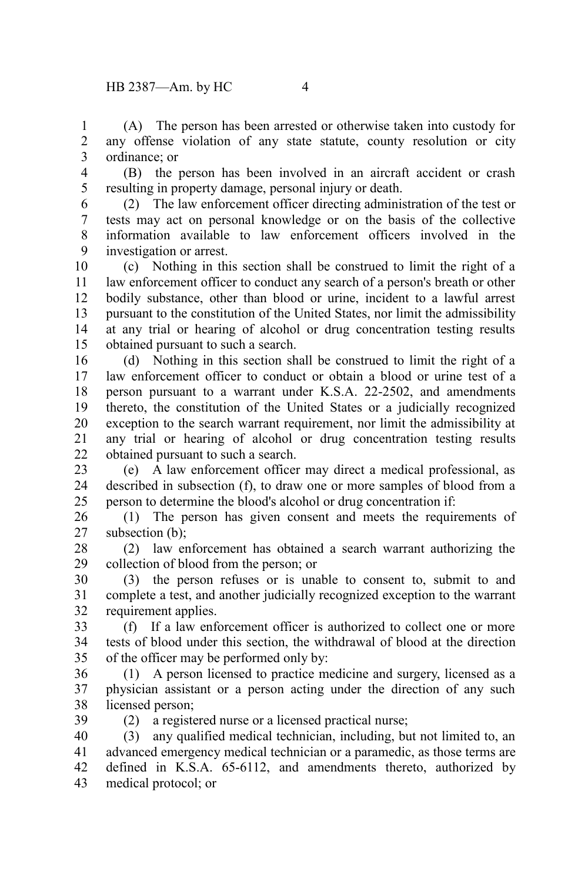(A) The person has been arrested or otherwise taken into custody for any offense violation of any state statute, county resolution or city ordinance; or

(B) the person has been involved in an aircraft accident or crash resulting in property damage, personal injury or death.

(2) The law enforcement officer directing administration of the test or tests may act on personal knowledge or on the basis of the collective information available to law enforcement officers involved in the investigation or arrest.

(c) Nothing in this section shall be construed to limit the right of a law enforcement officer to conduct any search of a person's breath or other bodily substance, other than blood or urine, incident to a lawful arrest pursuant to the constitution of the United States, nor limit the admissibility at any trial or hearing of alcohol or drug concentration testing results obtained pursuant to such a search.

(d) Nothing in this section shall be construed to limit the right of a law enforcement officer to conduct or obtain a blood or urine test of a person pursuant to a warrant under K.S.A. 22-2502, and amendments thereto, the constitution of the United States or a judicially recognized exception to the search warrant requirement, nor limit the admissibility at any trial or hearing of alcohol or drug concentration testing results obtained pursuant to such a search.

(e) A law enforcement officer may direct a medical professional, as described in subsection (f), to draw one or more samples of blood from a person to determine the blood's alcohol or drug concentration if:

(1) The person has given consent and meets the requirements of subsection (b);

(2) law enforcement has obtained a search warrant authorizing the collection of blood from the person; or

(3) the person refuses or is unable to consent to, submit to and complete a test, and another judicially recognized exception to the warrant requirement applies.

(f) If a law enforcement officer is authorized to collect one or more tests of blood under this section, the withdrawal of blood at the direction of the officer may be performed only by:

(1) A person licensed to practice medicine and surgery, licensed as a physician assistant or a person acting under the direction of any such licensed person;

(2) a registered nurse or a licensed practical nurse;

(3) any qualified medical technician, including, but not limited to, an advanced emergency medical technician or a paramedic, as those terms are defined in K.S.A. 65-6112, and amendments thereto, authorized by medical protocol; or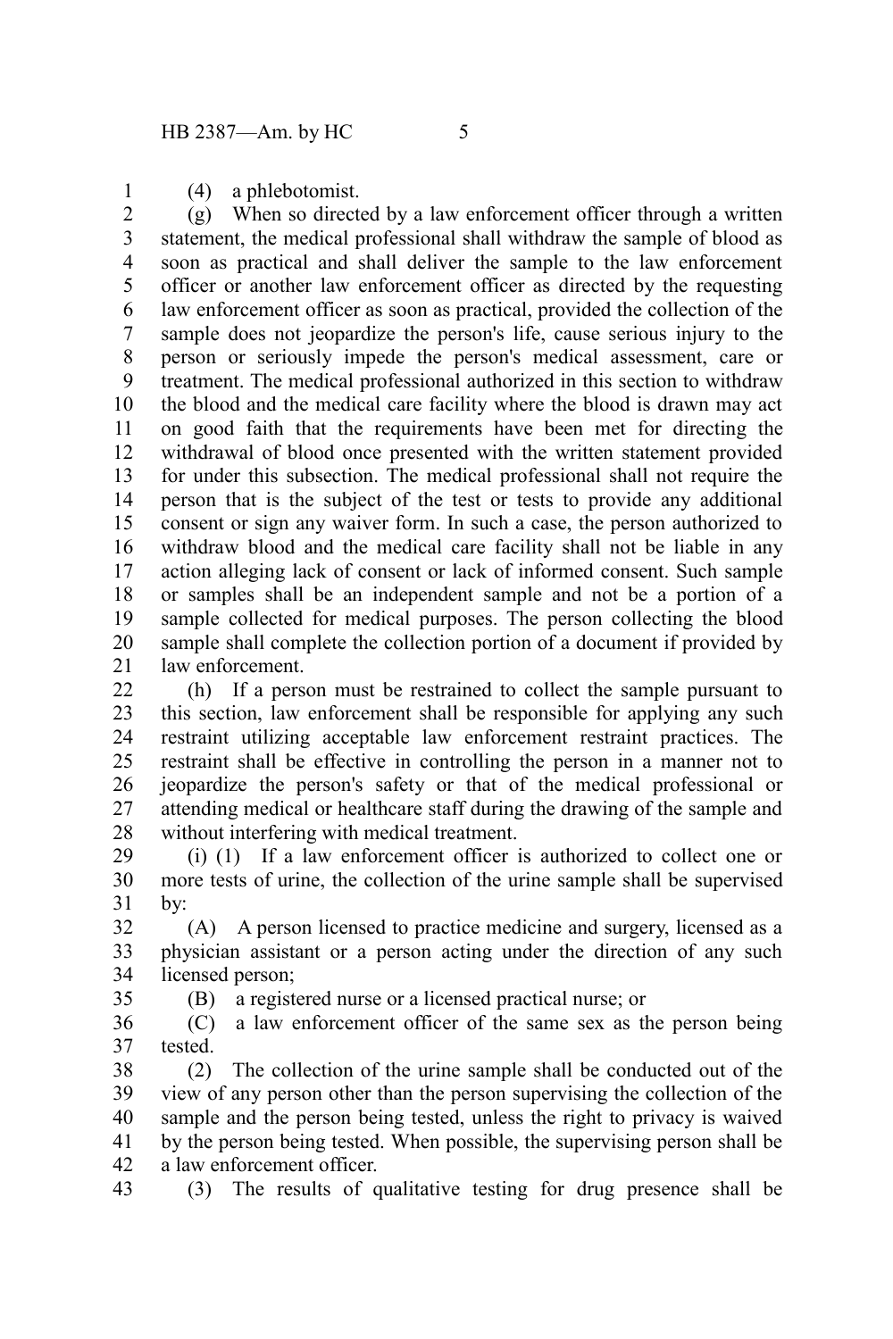(4) a phlebotomist.

(g) When so directed by a law enforcement officer through a written statement, the medical professional shall withdraw the sample of blood as soon as practical and shall deliver the sample to the law enforcement officer or another law enforcement officer as directed by the requesting law enforcement officer as soon as practical, provided the collection of the sample does not jeopardize the person's life, cause serious injury to the person or seriously impede the person's medical assessment, care or treatment. The medical professional authorized in this section to withdraw the blood and the medical care facility where the blood is drawn may act on good faith that the requirements have been met for directing the withdrawal of blood once presented with the written statement provided for under this subsection. The medical professional shall not require the person that is the subject of the test or tests to provide any additional consent or sign any waiver form. In such a case, the person authorized to withdraw blood and the medical care facility shall not be liable in any action alleging lack of consent or lack of informed consent. Such sample or samples shall be an independent sample and not be a portion of a sample collected for medical purposes. The person collecting the blood sample shall complete the collection portion of a document if provided by law enforcement.

(h) If a person must be restrained to collect the sample pursuant to this section, law enforcement shall be responsible for applying any such restraint utilizing acceptable law enforcement restraint practices. The restraint shall be effective in controlling the person in a manner not to jeopardize the person's safety or that of the medical professional or attending medical or healthcare staff during the drawing of the sample and without interfering with medical treatment.

(i) (1) If a law enforcement officer is authorized to collect one or more tests of urine, the collection of the urine sample shall be supervised by:

(A) A person licensed to practice medicine and surgery, licensed as a physician assistant or a person acting under the direction of any such licensed person;

(B) a registered nurse or a licensed practical nurse; or

(C) a law enforcement officer of the same sex as the person being tested.

(2) The collection of the urine sample shall be conducted out of the view of any person other than the person supervising the collection of the sample and the person being tested, unless the right to privacy is waived by the person being tested. When possible, the supervising person shall be a law enforcement officer.

(3) The results of qualitative testing for drug presence shall be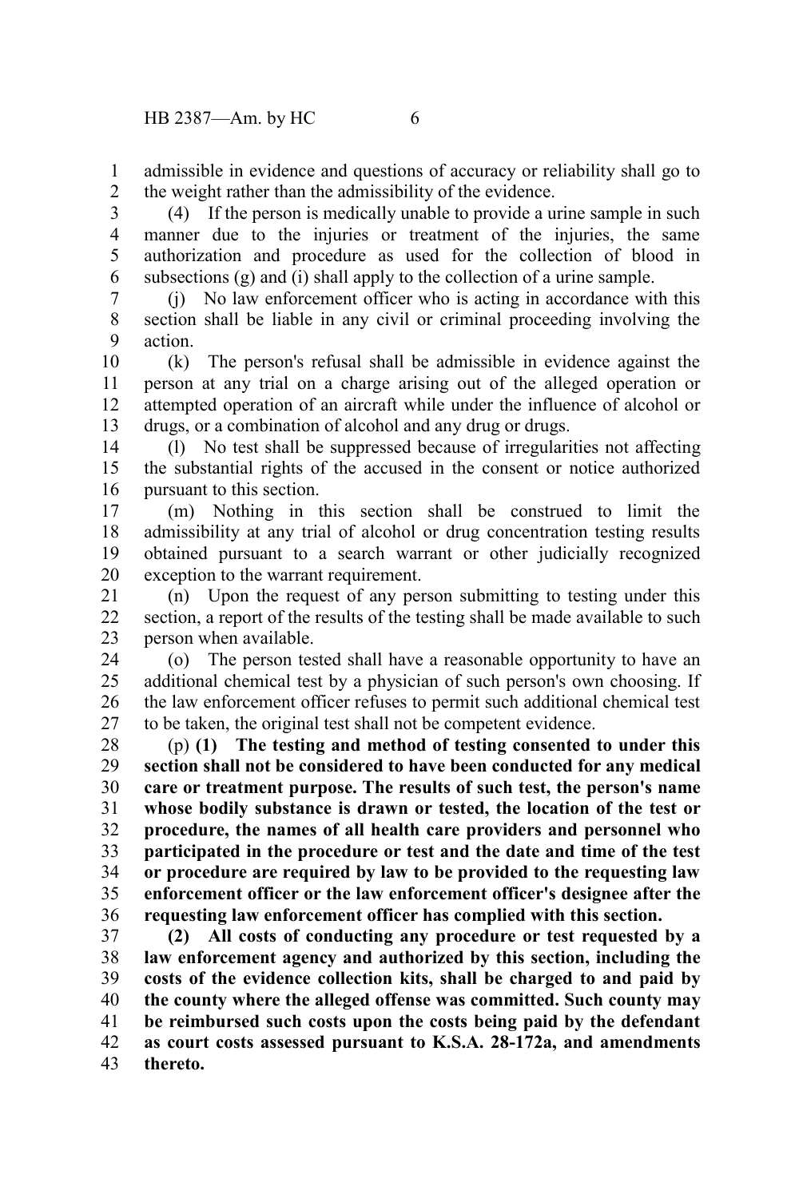admissible in evidence and questions of accuracy or reliability shall go to the weight rather than the admissibility of the evidence.

(4) If the person is medically unable to provide a urine sample in such manner due to the injuries or treatment of the injuries, the same authorization and procedure as used for the collection of blood in subsections (g) and (i) shall apply to the collection of a urine sample.

(j) No law enforcement officer who is acting in accordance with this section shall be liable in any civil or criminal proceeding involving the action.

(k) The person's refusal shall be admissible in evidence against the person at any trial on a charge arising out of the alleged operation or attempted operation of an aircraft while under the influence of alcohol or drugs, or a combination of alcohol and any drug or drugs.

(l) No test shall be suppressed because of irregularities not affecting the substantial rights of the accused in the consent or notice authorized pursuant to this section.

(m) Nothing in this section shall be construed to limit the admissibility at any trial of alcohol or drug concentration testing results obtained pursuant to a search warrant or other judicially recognized exception to the warrant requirement.

(n) Upon the request of any person submitting to testing under this section, a report of the results of the testing shall be made available to such person when available.

(o) The person tested shall have a reasonable opportunity to have an additional chemical test by a physician of such person's own choosing. If the law enforcement officer refuses to permit such additional chemical test to be taken, the original test shall not be competent evidence.

(p) **(1) The testing and method of testing consented to under this section shall not be considered to have been conducted for any medical care or treatment purpose. The results of such test, the person's name whose bodily substance is drawn or tested, the location of the test or procedure, the names of all health care providers and personnel who participated in the procedure or test and the date and time of the test or procedure are required by law to be provided to the requesting law enforcement officer or the law enforcement officer's designee after the requesting law enforcement officer has complied with this section.**

**(2) All costs of conducting any procedure or test requested by a law enforcement agency and authorized by this section, including the costs of the evidence collection kits, shall be charged to and paid by the county where the alleged offense was committed. Such county may be reimbursed such costs upon the costs being paid by the defendant as court costs assessed pursuant to K.S.A. 28-172a, and amendments thereto.**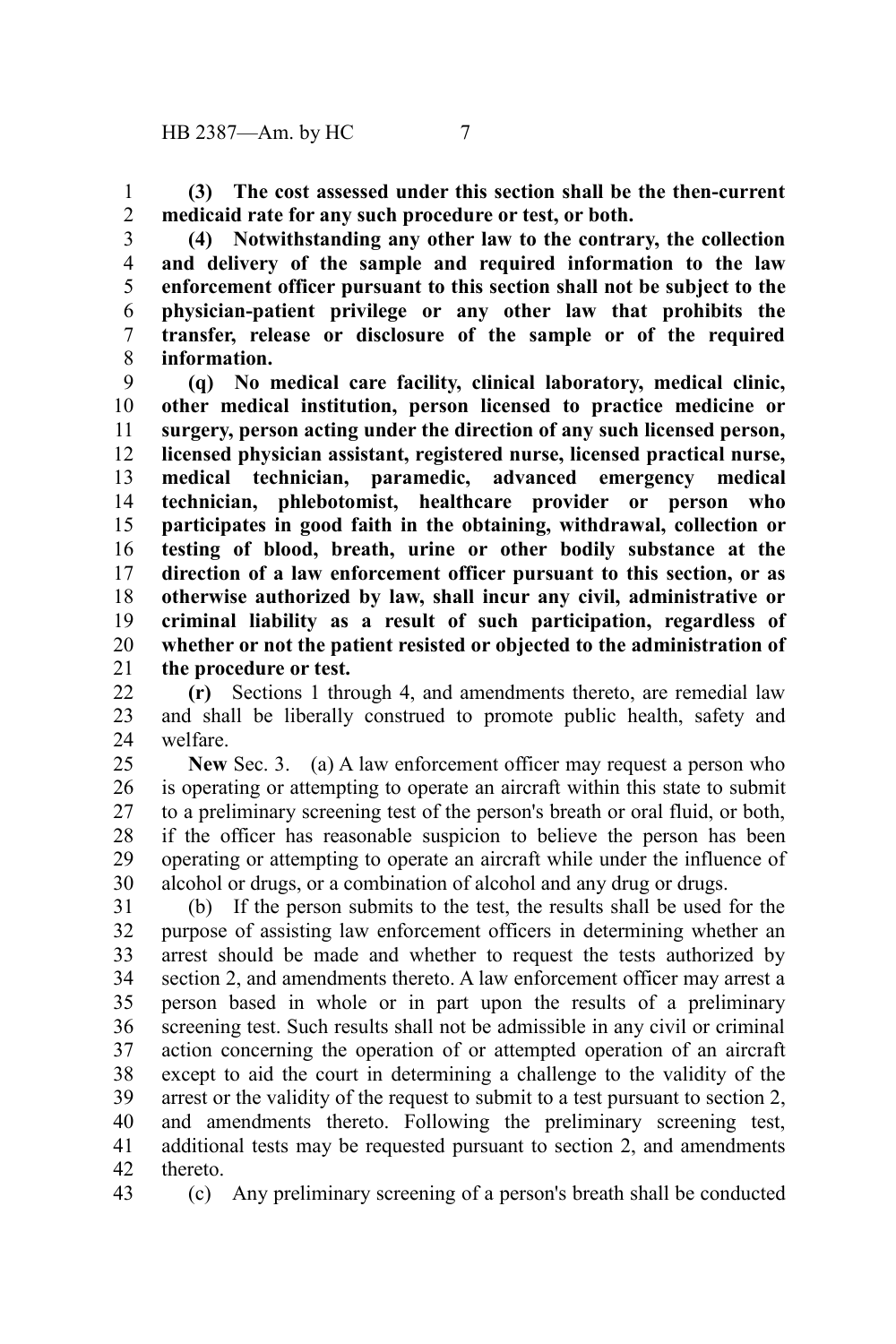**(3) The cost assessed under this section shall be the then-current medicaid rate for any such procedure or test, or both.**

**(4) Notwithstanding any other law to the contrary, the collection and delivery of the sample and required information to the law enforcement officer pursuant to this section shall not be subject to the physician-patient privilege or any other law that prohibits the transfer, release or disclosure of the sample or of the required information.**

**(q) No medical care facility, clinical laboratory, medical clinic, other medical institution, person licensed to practice medicine or surgery, person acting under the direction of any such licensed person, licensed physician assistant, registered nurse, licensed practical nurse, medical technician, paramedic, advanced emergency medical technician, phlebotomist, healthcare provider or person who participates in good faith in the obtaining, withdrawal, collection or testing of blood, breath, urine or other bodily substance at the direction of a law enforcement officer pursuant to this section, or as otherwise authorized by law, shall incur any civil, administrative or criminal liability as a result of such participation, regardless of whether or not the patient resisted or objected to the administration of the procedure or test.**

**(r)** Sections 1 through 4, and amendments thereto, are remedial law and shall be liberally construed to promote public health, safety and welfare.

**New** Sec. 3. (a) A law enforcement officer may request a person who is operating or attempting to operate an aircraft within this state to submit to a preliminary screening test of the person's breath or oral fluid, or both, if the officer has reasonable suspicion to believe the person has been operating or attempting to operate an aircraft while under the influence of alcohol or drugs, or a combination of alcohol and any drug or drugs.

(b) If the person submits to the test, the results shall be used for the purpose of assisting law enforcement officers in determining whether an arrest should be made and whether to request the tests authorized by section 2, and amendments thereto. A law enforcement officer may arrest a person based in whole or in part upon the results of a preliminary screening test. Such results shall not be admissible in any civil or criminal action concerning the operation of or attempted operation of an aircraft except to aid the court in determining a challenge to the validity of the arrest or the validity of the request to submit to a test pursuant to section 2, and amendments thereto. Following the preliminary screening test, additional tests may be requested pursuant to section 2, and amendments thereto.

(c) Any preliminary screening of a person's breath shall be conducted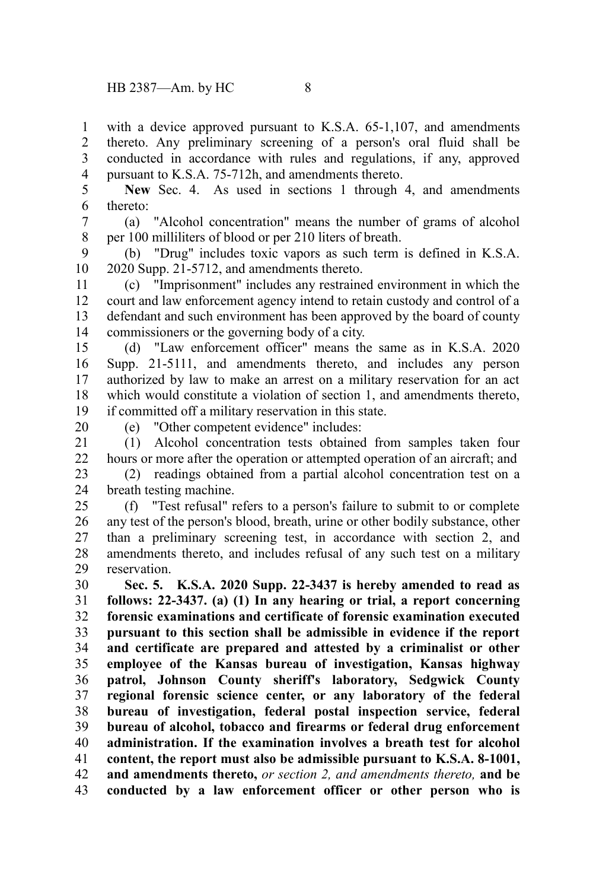with a device approved pursuant to K.S.A. 65-1,107, and amendments thereto. Any preliminary screening of a person's oral fluid shall be conducted in accordance with rules and regulations, if any, approved pursuant to K.S.A. 75-712h, and amendments thereto.

**New** Sec. 4. As used in sections 1 through 4, and amendments thereto:

(a) "Alcohol concentration" means the number of grams of alcohol per 100 milliliters of blood or per 210 liters of breath.

(b) "Drug" includes toxic vapors as such term is defined in K.S.A. 2020 Supp. 21-5712, and amendments thereto.

(c) "Imprisonment" includes any restrained environment in which the court and law enforcement agency intend to retain custody and control of a defendant and such environment has been approved by the board of county commissioners or the governing body of a city.

(d) "Law enforcement officer" means the same as in K.S.A. 2020 Supp. 21-5111, and amendments thereto, and includes any person authorized by law to make an arrest on a military reservation for an act which would constitute a violation of section 1, and amendments thereto, if committed off a military reservation in this state.

(e) "Other competent evidence" includes:

(1) Alcohol concentration tests obtained from samples taken four hours or more after the operation or attempted operation of an aircraft; and

(2) readings obtained from a partial alcohol concentration test on a breath testing machine.

(f) "Test refusal" refers to a person's failure to submit to or complete any test of the person's blood, breath, urine or other bodily substance, other than a preliminary screening test, in accordance with section 2, and amendments thereto, and includes refusal of any such test on a military reservation.

**Sec. 5. K.S.A. 2020 Supp. 22-3437 is hereby amended to read as follows: 22-3437. (a) (1) In any hearing or trial, a report concerning forensic examinations and certificate of forensic examination executed pursuant to this section shall be admissible in evidence if the report and certificate are prepared and attested by a criminalist or other employee of the Kansas bureau of investigation, Kansas highway patrol, Johnson County sheriff's laboratory, Sedgwick County regional forensic science center, or any laboratory of the federal bureau of investigation, federal postal inspection service, federal bureau of alcohol, tobacco and firearms or federal drug enforcement administration. If the examination involves a breath test for alcohol content, the report must also be admissible pursuant to K.S.A. 8-1001, and amendments thereto,** *or section 2, and amendments thereto,* **and be conducted by a law enforcement officer or other person who is**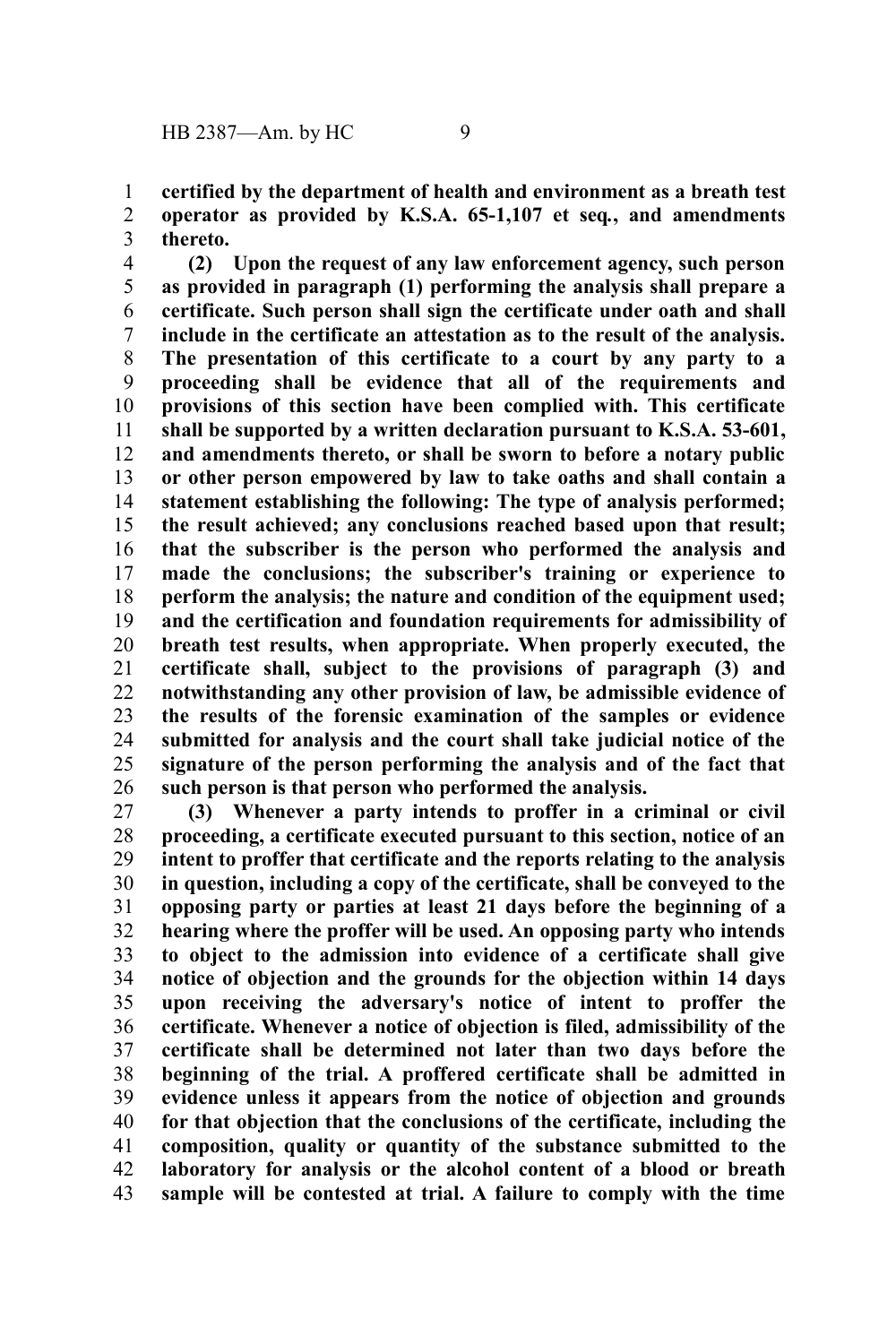**certified by the department of health and environment as a breath test operator as provided by K.S.A. 65-1,107 et seq., and amendments thereto.**

**(2) Upon the request of any law enforcement agency, such person as provided in paragraph (1) performing the analysis shall prepare a certificate. Such person shall sign the certificate under oath and shall include in the certificate an attestation as to the result of the analysis. The presentation of this certificate to a court by any party to a proceeding shall be evidence that all of the requirements and provisions of this section have been complied with. This certificate shall be supported by a written declaration pursuant to K.S.A. 53-601, and amendments thereto, or shall be sworn to before a notary public or other person empowered by law to take oaths and shall contain a statement establishing the following: The type of analysis performed; the result achieved; any conclusions reached based upon that result; that the subscriber is the person who performed the analysis and made the conclusions; the subscriber's training or experience to perform the analysis; the nature and condition of the equipment used; and the certification and foundation requirements for admissibility of breath test results, when appropriate. When properly executed, the certificate shall, subject to the provisions of paragraph (3) and notwithstanding any other provision of law, be admissible evidence of the results of the forensic examination of the samples or evidence submitted for analysis and the court shall take judicial notice of the signature of the person performing the analysis and of the fact that such person is that person who performed the analysis.**

**(3) Whenever a party intends to proffer in a criminal or civil proceeding, a certificate executed pursuant to this section, notice of an intent to proffer that certificate and the reports relating to the analysis in question, including a copy of the certificate, shall be conveyed to the opposing party or parties at least 21 days before the beginning of a hearing where the proffer will be used. An opposing party who intends to object to the admission into evidence of a certificate shall give notice of objection and the grounds for the objection within 14 days upon receiving the adversary's notice of intent to proffer the certificate. Whenever a notice of objection is filed, admissibility of the certificate shall be determined not later than two days before the beginning of the trial. A proffered certificate shall be admitted in evidence unless it appears from the notice of objection and grounds for that objection that the conclusions of the certificate, including the composition, quality or quantity of the substance submitted to the laboratory for analysis or the alcohol content of a blood or breath sample will be contested at trial. A failure to comply with the time**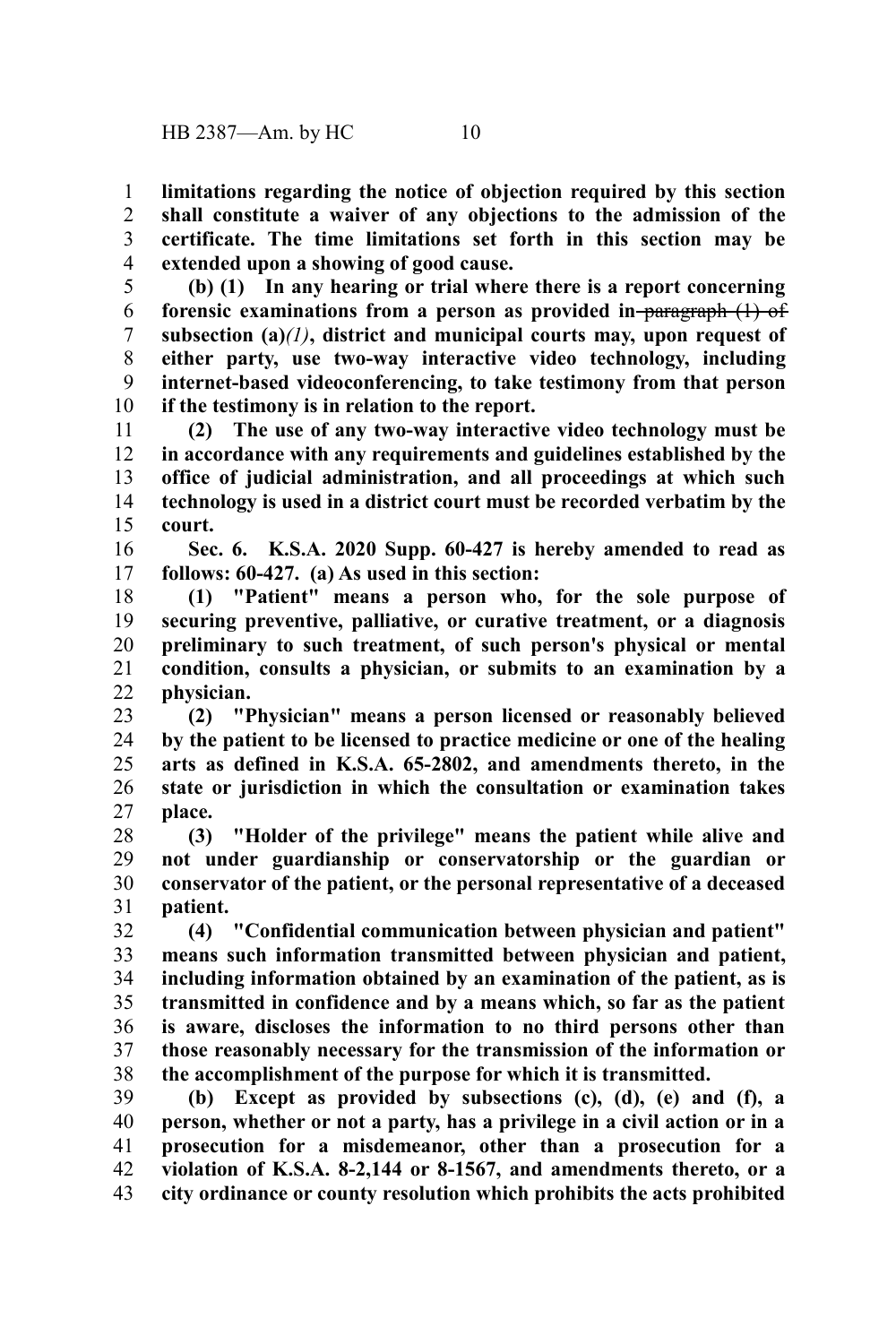**limitations regarding the notice of objection required by this section shall constitute a waiver of any objections to the admission of the certificate. The time limitations set forth in this section may be extended upon a showing of good cause.**

**(b) (1) In any hearing or trial where there is a report concerning forensic examinations from a person as provided in** ~~paragraph (1) of~~ **subsection (a)***(1)***, district and municipal courts may, upon request of either party, use two-way interactive video technology, including internet-based videoconferencing, to take testimony from that person if the testimony is in relation to the report.**

**(2) The use of any two-way interactive video technology must be in accordance with any requirements and guidelines established by the office of judicial administration, and all proceedings at which such technology is used in a district court must be recorded verbatim by the court.**

**Sec. 6. K.S.A. 2020 Supp. 60-427 is hereby amended to read as follows: 60-427. (a) As used in this section:**

**(1) "Patient" means a person who, for the sole purpose of securing preventive, palliative, or curative treatment, or a diagnosis preliminary to such treatment, of such person's physical or mental condition, consults a physician, or submits to an examination by a physician.**

**(2) "Physician" means a person licensed or reasonably believed by the patient to be licensed to practice medicine or one of the healing arts as defined in K.S.A. 65-2802, and amendments thereto, in the state or jurisdiction in which the consultation or examination takes place.**

**(3) "Holder of the privilege" means the patient while alive and not under guardianship or conservatorship or the guardian or conservator of the patient, or the personal representative of a deceased patient.**

**(4) "Confidential communication between physician and patient" means such information transmitted between physician and patient, including information obtained by an examination of the patient, as is transmitted in confidence and by a means which, so far as the patient is aware, discloses the information to no third persons other than those reasonably necessary for the transmission of the information or the accomplishment of the purpose for which it is transmitted.**

**(b) Except as provided by subsections (c), (d), (e) and (f), a person, whether or not a party, has a privilege in a civil action or in a prosecution for a misdemeanor, other than a prosecution for a violation of K.S.A. 8-2,144 or 8-1567, and amendments thereto, or a city ordinance or county resolution which prohibits the acts prohibited**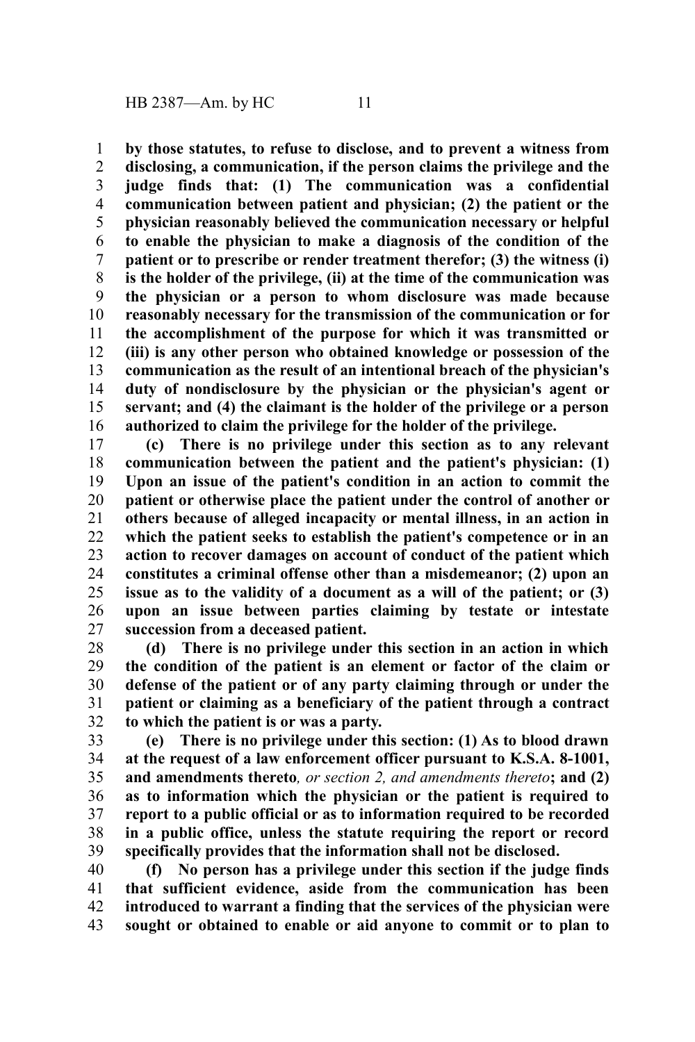**by those statutes, to refuse to disclose, and to prevent a witness from disclosing, a communication, if the person claims the privilege and the judge finds that: (1) The communication was a confidential communication between patient and physician; (2) the patient or the physician reasonably believed the communication necessary or helpful to enable the physician to make a diagnosis of the condition of the patient or to prescribe or render treatment therefor; (3) the witness (i) is the holder of the privilege, (ii) at the time of the communication was the physician or a person to whom disclosure was made because reasonably necessary for the transmission of the communication or for the accomplishment of the purpose for which it was transmitted or (iii) is any other person who obtained knowledge or possession of the communication as the result of an intentional breach of the physician's duty of nondisclosure by the physician or the physician's agent or servant; and (4) the claimant is the holder of the privilege or a person authorized to claim the privilege for the holder of the privilege.**

**(c) There is no privilege under this section as to any relevant communication between the patient and the patient's physician: (1) Upon an issue of the patient's condition in an action to commit the patient or otherwise place the patient under the control of another or others because of alleged incapacity or mental illness, in an action in which the patient seeks to establish the patient's competence or in an action to recover damages on account of conduct of the patient which constitutes a criminal offense other than a misdemeanor; (2) upon an issue as to the validity of a document as a will of the patient; or (3) upon an issue between parties claiming by testate or intestate succession from a deceased patient.**

**(d) There is no privilege under this section in an action in which the condition of the patient is an element or factor of the claim or defense of the patient or of any party claiming through or under the patient or claiming as a beneficiary of the patient through a contract to which the patient is or was a party.**

**(e) There is no privilege under this section: (1) As to blood drawn at the request of a law enforcement officer pursuant to K.S.A. 8-1001, and amendments thereto***, or section 2, and amendments thereto***; and (2) as to information which the physician or the patient is required to report to a public official or as to information required to be recorded in a public office, unless the statute requiring the report or record specifically provides that the information shall not be disclosed.**

**(f) No person has a privilege under this section if the judge finds that sufficient evidence, aside from the communication has been introduced to warrant a finding that the services of the physician were sought or obtained to enable or aid anyone to commit or to plan to**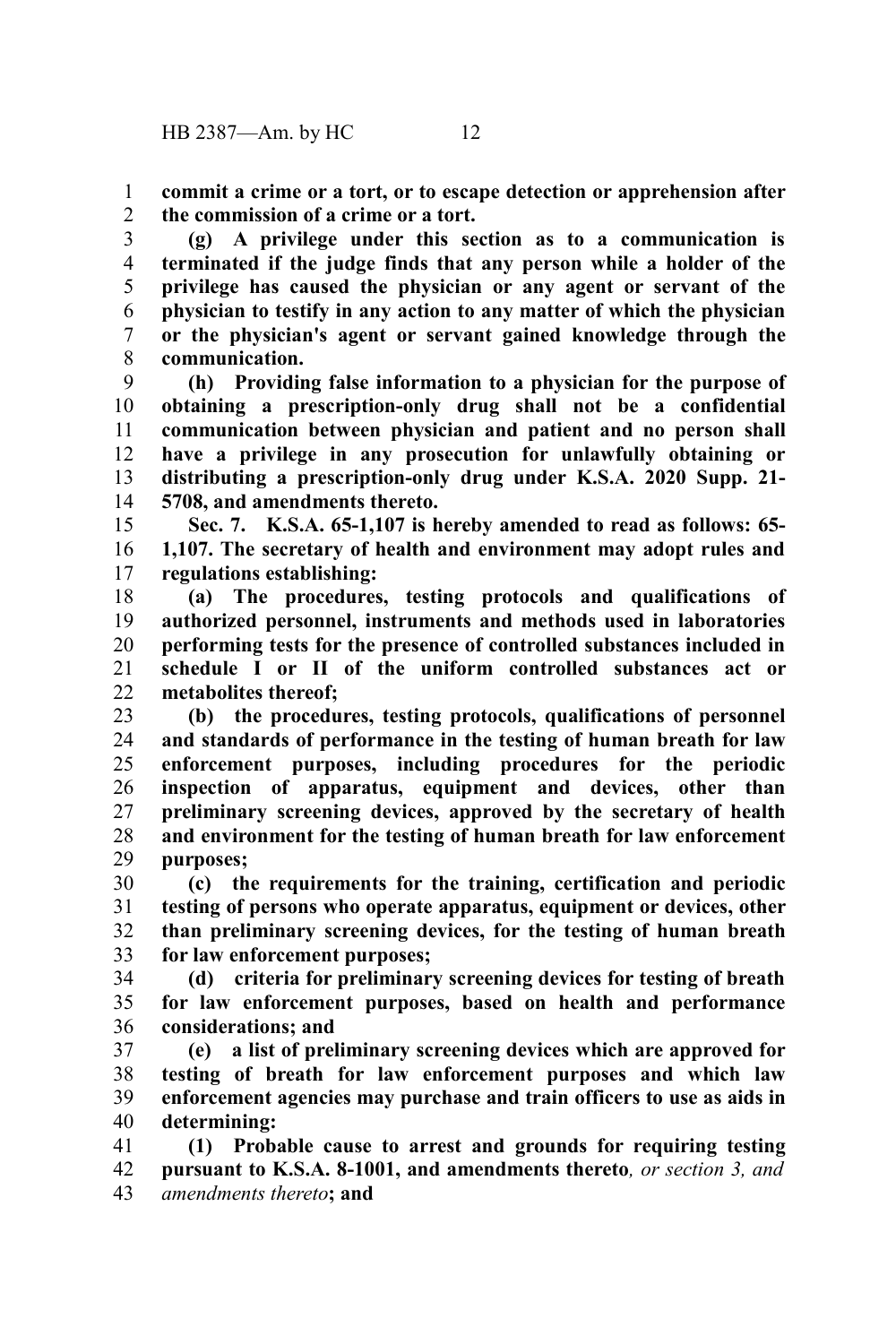**commit a crime or a tort, or to escape detection or apprehension after the commission of a crime or a tort.**

**(g) A privilege under this section as to a communication is terminated if the judge finds that any person while a holder of the privilege has caused the physician or any agent or servant of the physician to testify in any action to any matter of which the physician or the physician's agent or servant gained knowledge through the communication.**

**(h) Providing false information to a physician for the purpose of obtaining a prescription-only drug shall not be a confidential communication between physician and patient and no person shall have a privilege in any prosecution for unlawfully obtaining or distributing a prescription-only drug under K.S.A. 2020 Supp. 21-5708, and amendments thereto.**

**Sec. 7. K.S.A. 65-1,107 is hereby amended to read as follows: 65-1,107. The secretary of health and environment may adopt rules and regulations establishing:**

**(a) The procedures, testing protocols and qualifications of authorized personnel, instruments and methods used in laboratories performing tests for the presence of controlled substances included in schedule I or II of the uniform controlled substances act or metabolites thereof;**

**(b) the procedures, testing protocols, qualifications of personnel and standards of performance in the testing of human breath for law enforcement purposes, including procedures for the periodic inspection of apparatus, equipment and devices, other than preliminary screening devices, approved by the secretary of health and environment for the testing of human breath for law enforcement purposes;**

**(c) the requirements for the training, certification and periodic testing of persons who operate apparatus, equipment or devices, other than preliminary screening devices, for the testing of human breath for law enforcement purposes;**

**(d) criteria for preliminary screening devices for testing of breath for law enforcement purposes, based on health and performance considerations; and**

**(e) a list of preliminary screening devices which are approved for testing of breath for law enforcement purposes and which law enforcement agencies may purchase and train officers to use as aids in determining:**

**(1) Probable cause to arrest and grounds for requiring testing pursuant to K.S.A. 8-1001, and amendments thereto***, or section 3, and amendments thereto***; and**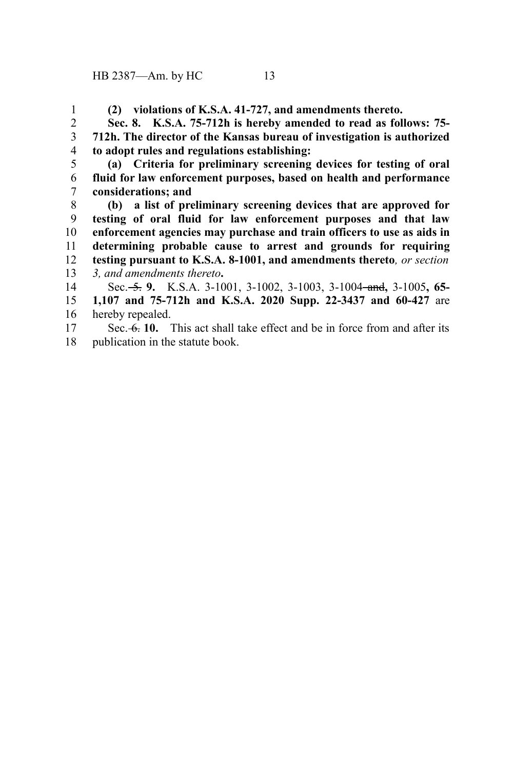**(2) violations of K.S.A. 41-727, and amendments thereto.**

**Sec. 8. K.S.A. 75-712h is hereby amended to read as follows: 75-712h. The director of the Kansas bureau of investigation is authorized to adopt rules and regulations establishing:**

**(a) Criteria for preliminary screening devices for testing of oral fluid for law enforcement purposes, based on health and performance considerations; and**

**(b) a list of preliminary screening devices that are approved for testing of oral fluid for law enforcement purposes and that law enforcement agencies may purchase and train officers to use as aids in determining probable cause to arrest and grounds for requiring testing pursuant to K.S.A. 8-1001, and amendments thereto***, or section 3, and amendments thereto***.**

Sec. ~~5.~~ **9.** K.S.A. 3-1001, 3-1002, 3-1003, 3-1004 ~~and~~**,** 3-1005**, 65-1,107 and 75-712h and K.S.A. 2020 Supp. 22-3437 and 60-427** are hereby repealed.

Sec. ~~6.~~ **10.** This act shall take effect and be in force from and after its publication in the statute book.